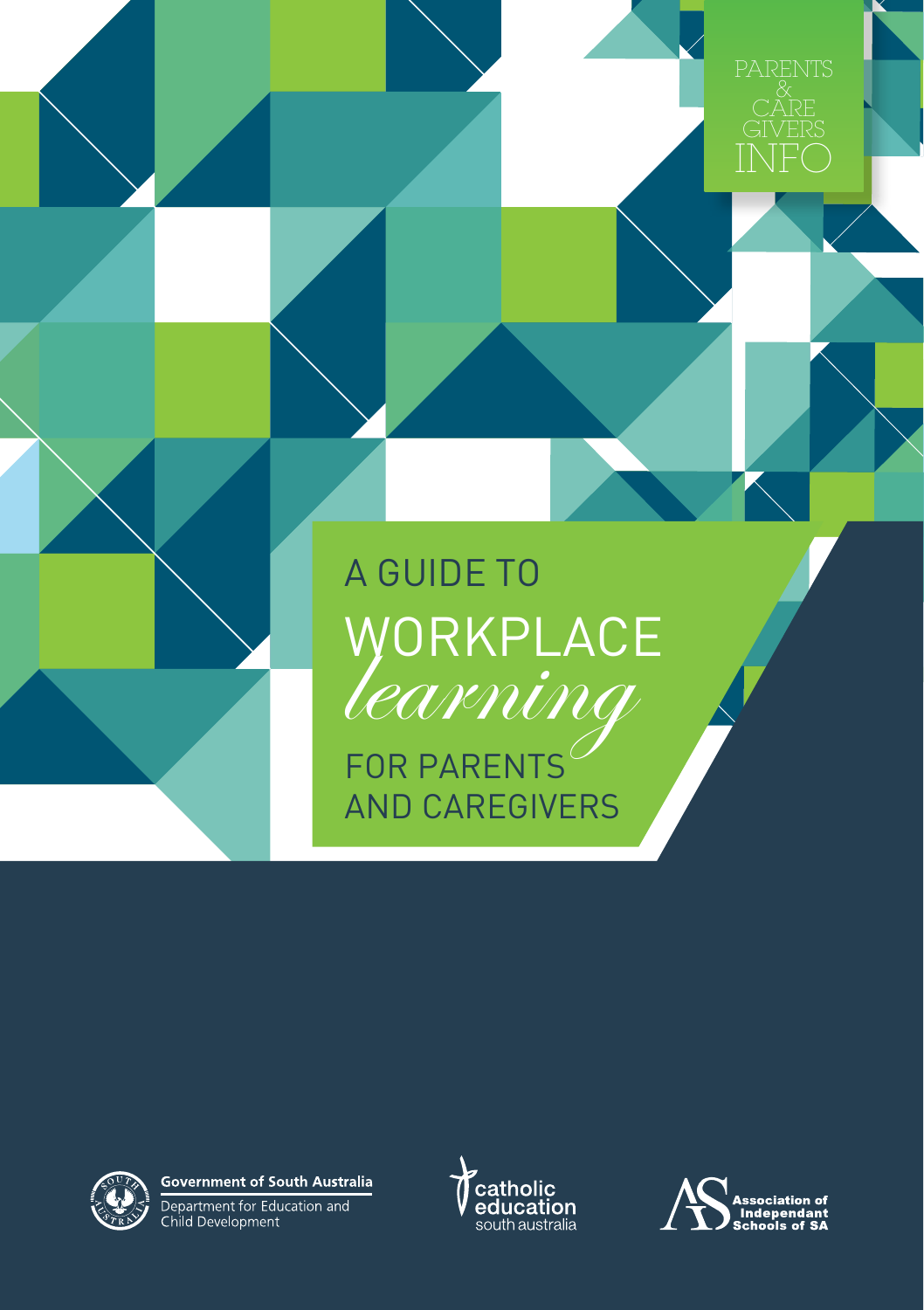PARENTS & CARE GIVERS INFO

# A GUIDE TO WORKPLACE *learning* FOR PARENTS AND CAREGIVERS

Government of South Australia
Department for Education and Child Development

catholic education south australia

Association of Independant Schools of SA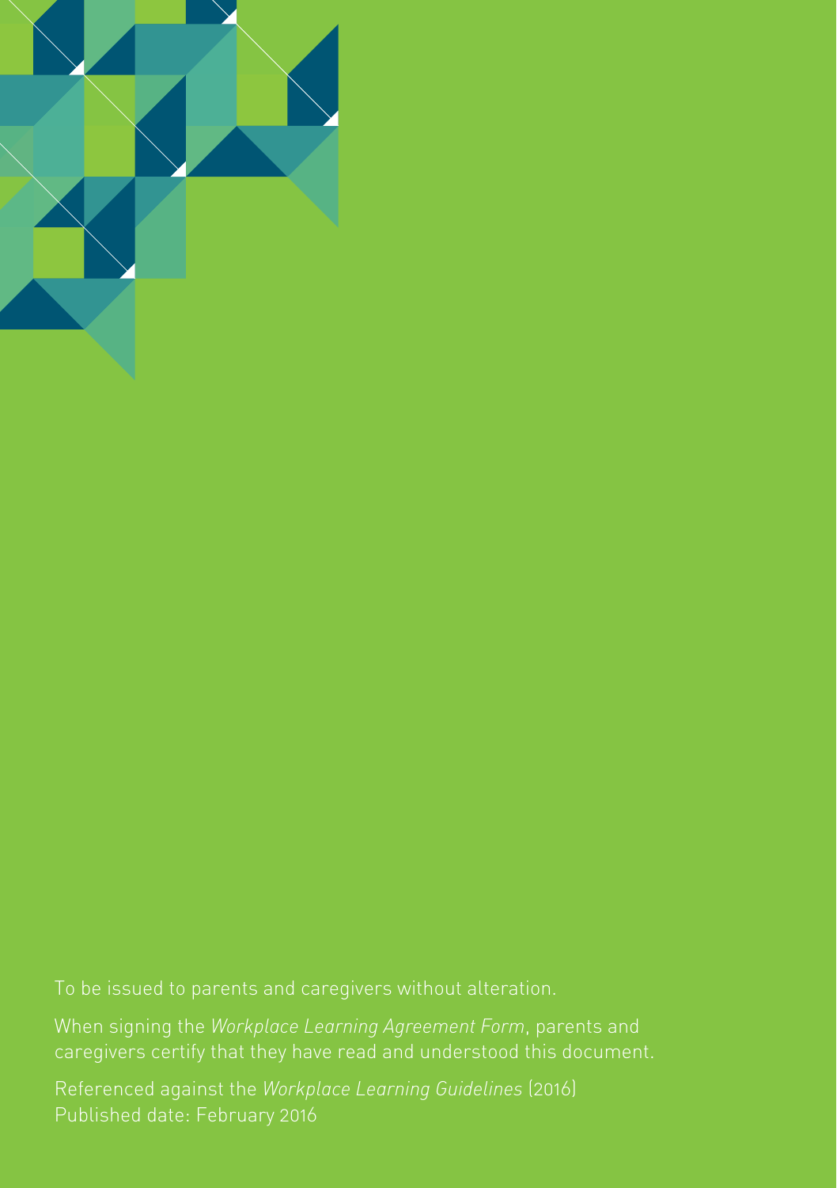To be issued to parents and caregivers without alteration.

When signing the *Workplace Learning Agreement Form*, parents and caregivers certify that they have read and understood this document.

Referenced against the *Workplace Learning Guidelines* (2016)
Published date: February 2016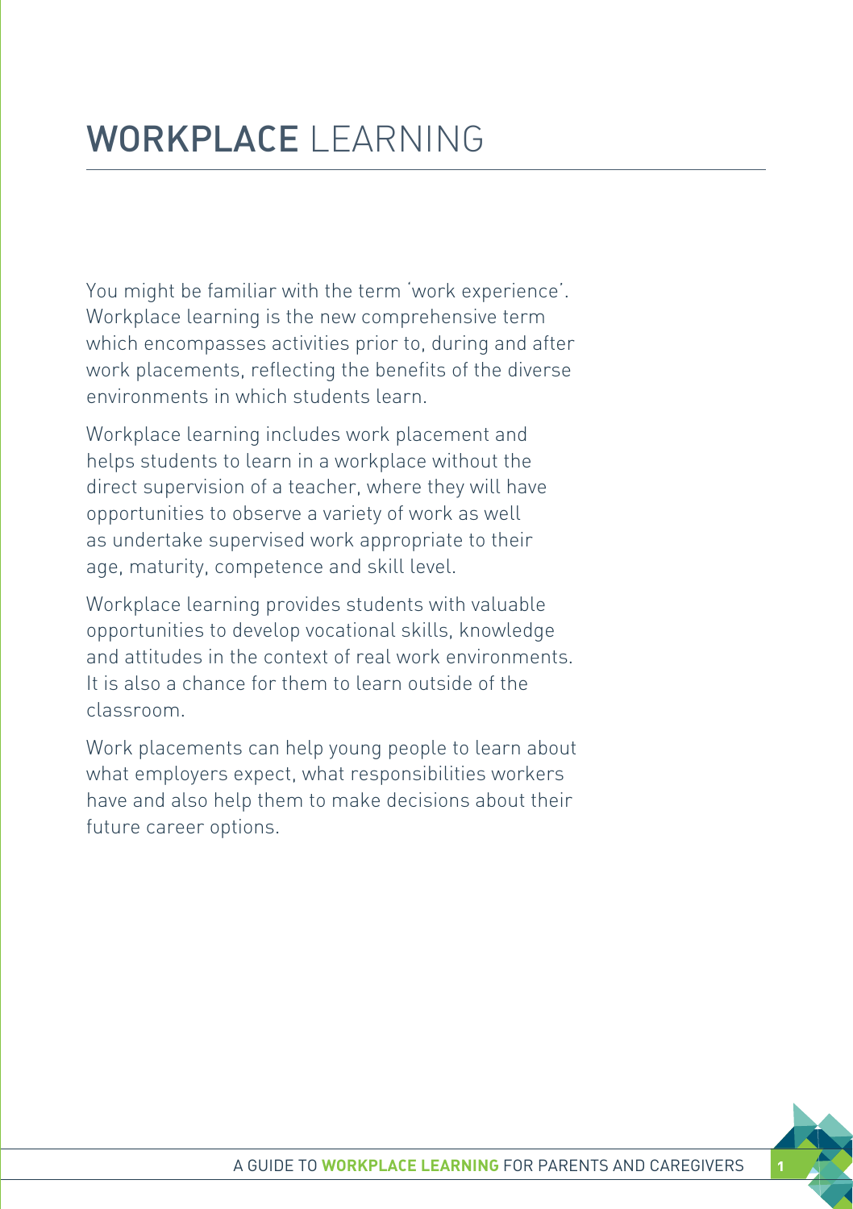# WORKPLACE LEARNING

You might be familiar with the term 'work experience'. Workplace learning is the new comprehensive term which encompasses activities prior to, during and after work placements, reflecting the benefits of the diverse environments in which students learn.

Workplace learning includes work placement and helps students to learn in a workplace without the direct supervision of a teacher, where they will have opportunities to observe a variety of work as well as undertake supervised work appropriate to their age, maturity, competence and skill level.

Workplace learning provides students with valuable opportunities to develop vocational skills, knowledge and attitudes in the context of real work environments. It is also a chance for them to learn outside of the classroom.

Work placements can help young people to learn about what employers expect, what responsibilities workers have and also help them to make decisions about their future career options.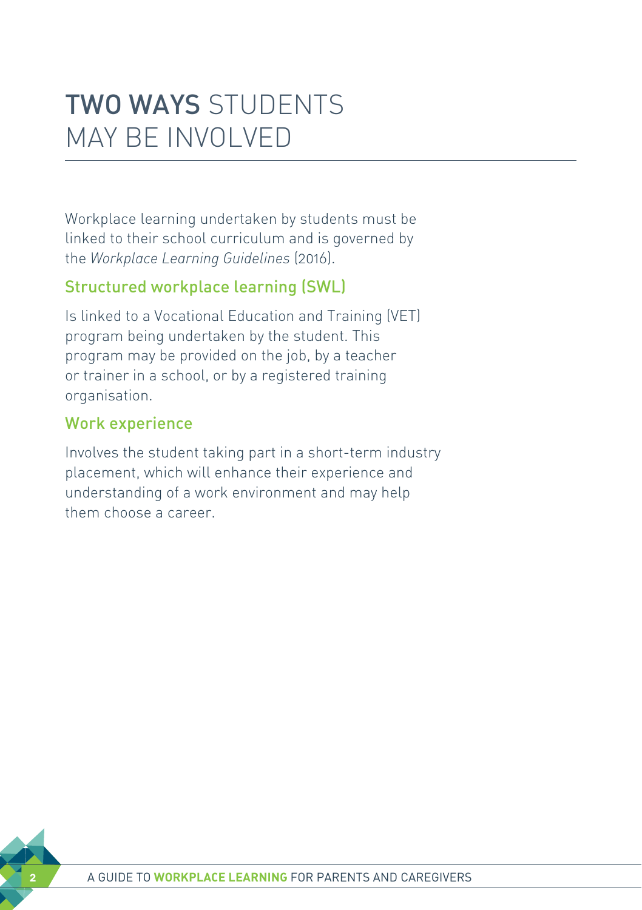# TWO WAYS STUDENTS MAY BE INVOLVED

Workplace learning undertaken by students must be linked to their school curriculum and is governed by the *Workplace Learning Guidelines* (2016).

## Structured workplace learning (SWL)

Is linked to a Vocational Education and Training (VET) program being undertaken by the student. This program may be provided on the job, by a teacher or trainer in a school, or by a registered training organisation.

## Work experience

Involves the student taking part in a short-term industry placement, which will enhance their experience and understanding of a work environment and may help them choose a career.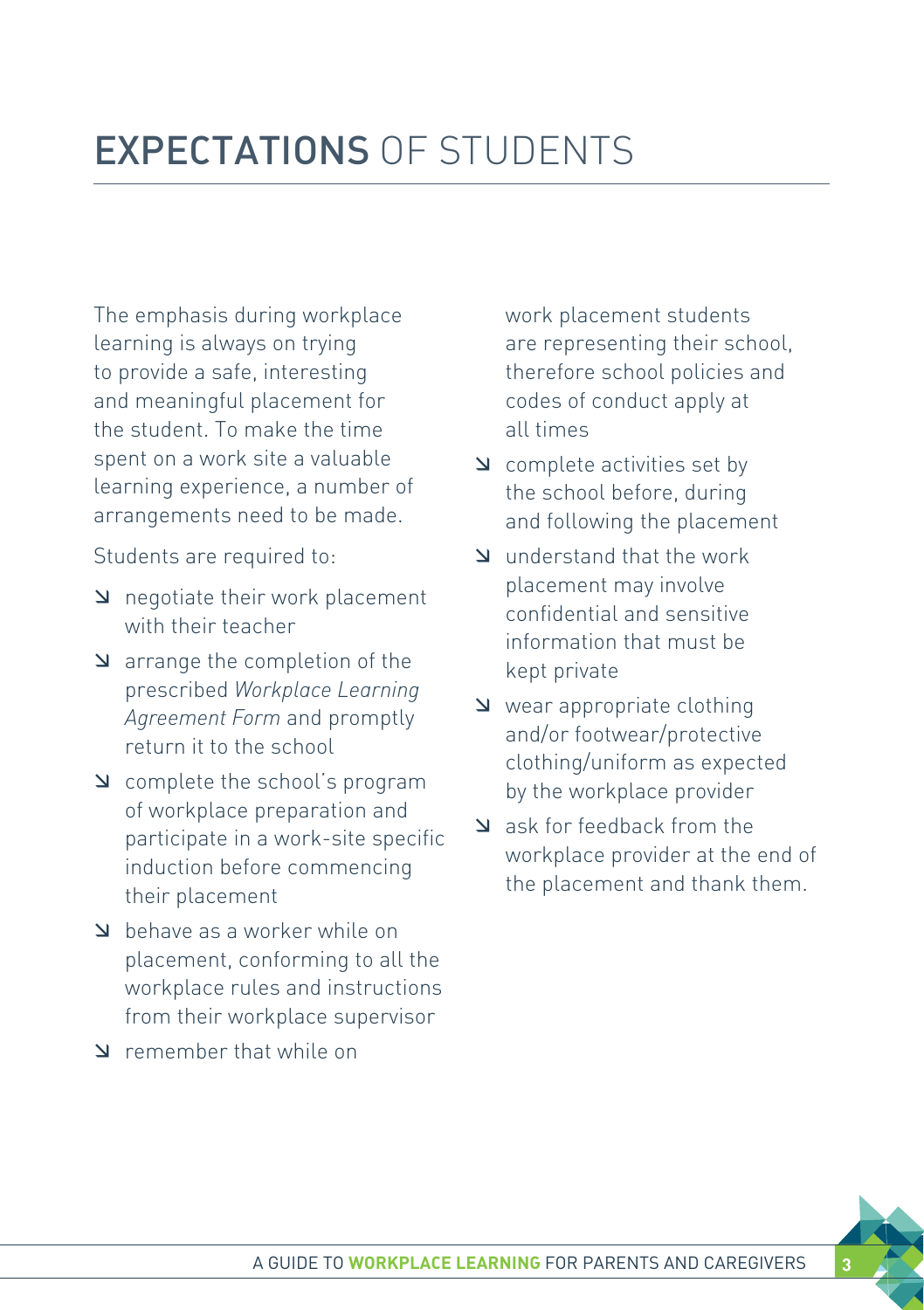# EXPECTATIONS OF STUDENTS

The emphasis during workplace learning is always on trying to provide a safe, interesting and meaningful placement for the student. To make the time spent on a work site a valuable learning experience, a number of arrangements need to be made.

Students are required to:

- negotiate their work placement with their teacher
- arrange the completion of the prescribed *Workplace Learning Agreement Form* and promptly return it to the school
- complete the school's program of workplace preparation and participate in a work-site specific induction before commencing their placement
- behave as a worker while on placement, conforming to all the workplace rules and instructions from their workplace supervisor
- remember that while on work placement students are representing their school, therefore school policies and codes of conduct apply at all times
- complete activities set by the school before, during and following the placement
- understand that the work placement may involve confidential and sensitive information that must be kept private
- wear appropriate clothing and/or footwear/protective clothing/uniform as expected by the workplace provider
- ask for feedback from the workplace provider at the end of the placement and thank them.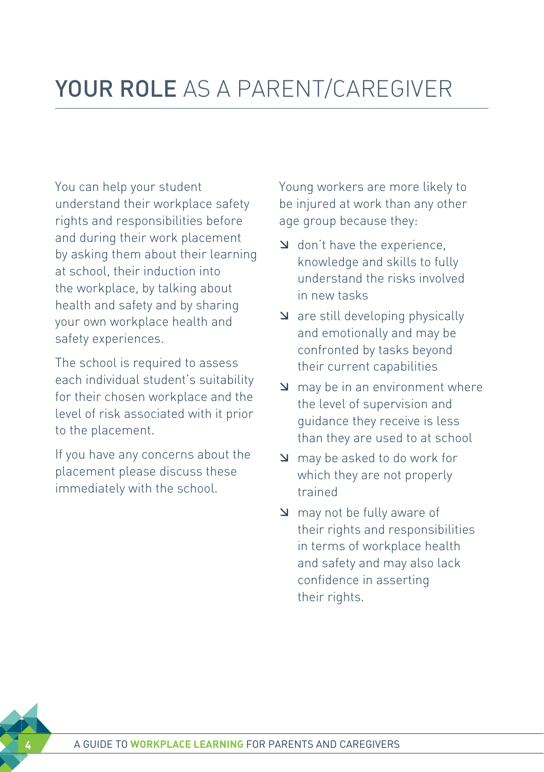# YOUR ROLE AS A PARENT/CAREGIVER

You can help your student understand their workplace safety rights and responsibilities before and during their work placement by asking them about their learning at school, their induction into the workplace, by talking about health and safety and by sharing your own workplace health and safety experiences.

The school is required to assess each individual student's suitability for their chosen workplace and the level of risk associated with it prior to the placement.

If you have any concerns about the placement please discuss these immediately with the school.

Young workers are more likely to be injured at work than any other age group because they:

- don't have the experience, knowledge and skills to fully understand the risks involved in new tasks
- are still developing physically and emotionally and may be confronted by tasks beyond their current capabilities
- may be in an environment where the level of supervision and guidance they receive is less than they are used to at school
- may be asked to do work for which they are not properly trained
- may not be fully aware of their rights and responsibilities in terms of workplace health and safety and may also lack confidence in asserting their rights.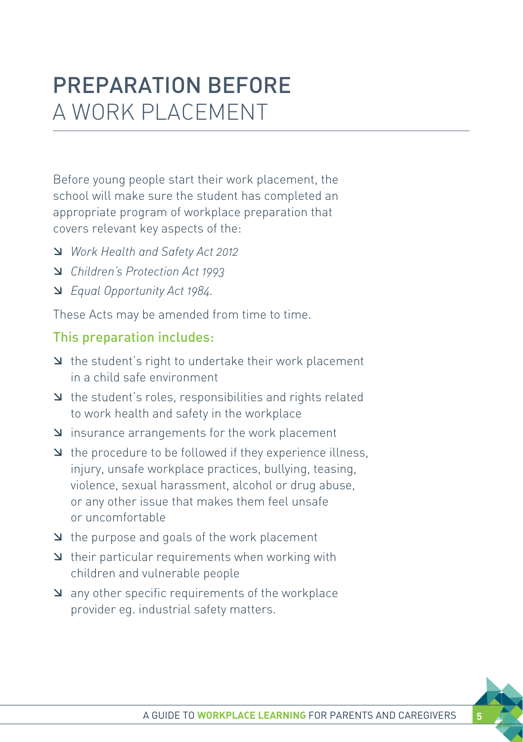# PREPARATION BEFORE A WORK PLACEMENT

Before young people start their work placement, the school will make sure the student has completed an appropriate program of workplace preparation that covers relevant key aspects of the:

- *Work Health and Safety Act 2012*
- *Children's Protection Act 1993*
- *Equal Opportunity Act 1984.*

These Acts may be amended from time to time.

## This preparation includes:

- the student's right to undertake their work placement in a child safe environment
- the student's roles, responsibilities and rights related to work health and safety in the workplace
- insurance arrangements for the work placement
- the procedure to be followed if they experience illness, injury, unsafe workplace practices, bullying, teasing, violence, sexual harassment, alcohol or drug abuse, or any other issue that makes them feel unsafe or uncomfortable
- the purpose and goals of the work placement
- their particular requirements when working with children and vulnerable people
- any other specific requirements of the workplace provider eg. industrial safety matters.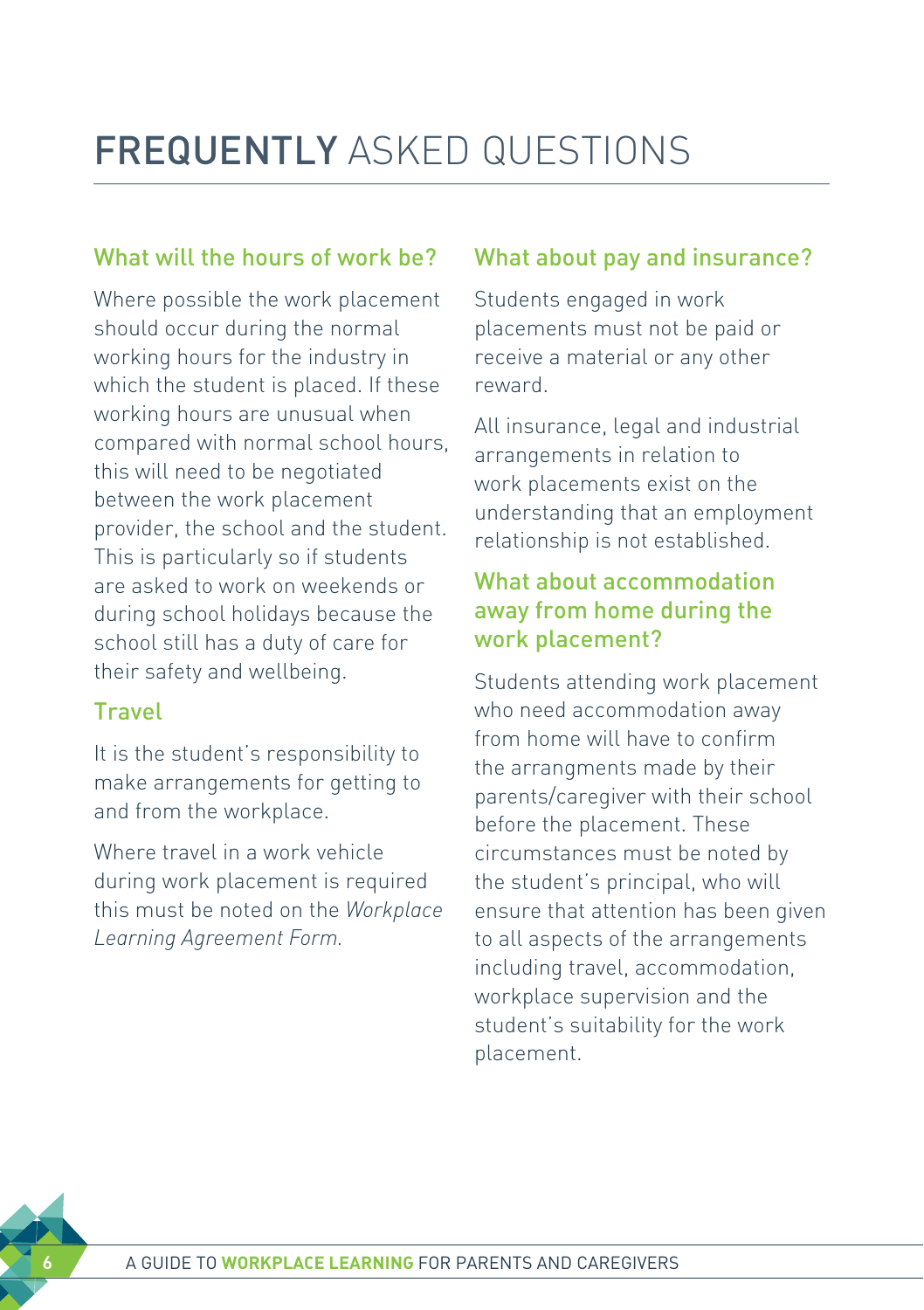# FREQUENTLY ASKED QUESTIONS

## What will the hours of work be?

Where possible the work placement should occur during the normal working hours for the industry in which the student is placed. If these working hours are unusual when compared with normal school hours, this will need to be negotiated between the work placement provider, the school and the student. This is particularly so if students are asked to work on weekends or during school holidays because the school still has a duty of care for their safety and wellbeing.

## Travel

It is the student's responsibility to make arrangements for getting to and from the workplace.

Where travel in a work vehicle during work placement is required this must be noted on the *Workplace Learning Agreement Form.*

## What about pay and insurance?

Students engaged in work placements must not be paid or receive a material or any other reward.

All insurance, legal and industrial arrangements in relation to work placements exist on the understanding that an employment relationship is not established.

## What about accommodation away from home during the work placement?

Students attending work placement who need accommodation away from home will have to confirm the arrangments made by their parents/caregiver with their school before the placement. These circumstances must be noted by the student's principal, who will ensure that attention has been given to all aspects of the arrangements including travel, accommodation, workplace supervision and the student's suitability for the work placement.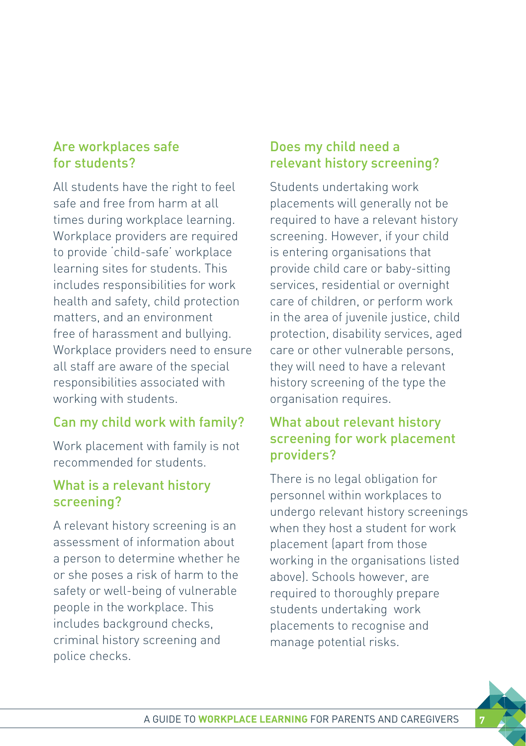## Are workplaces safe for students?

All students have the right to feel safe and free from harm at all times during workplace learning. Workplace providers are required to provide 'child-safe' workplace learning sites for students. This includes responsibilities for work health and safety, child protection matters, and an environment free of harassment and bullying. Workplace providers need to ensure all staff are aware of the special responsibilities associated with working with students.

## Can my child work with family?

Work placement with family is not recommended for students.

## What is a relevant history screening?

A relevant history screening is an assessment of information about a person to determine whether he or she poses a risk of harm to the safety or well-being of vulnerable people in the workplace. This includes background checks, criminal history screening and police checks.

## Does my child need a relevant history screening?

Students undertaking work placements will generally not be required to have a relevant history screening. However, if your child is entering organisations that provide child care or baby-sitting services, residential or overnight care of children, or perform work in the area of juvenile justice, child protection, disability services, aged care or other vulnerable persons, they will need to have a relevant history screening of the type the organisation requires.

## What about relevant history screening for work placement providers?

There is no legal obligation for personnel within workplaces to undergo relevant history screenings when they host a student for work placement (apart from those working in the organisations listed above). Schools however, are required to thoroughly prepare students undertaking work placements to recognise and manage potential risks.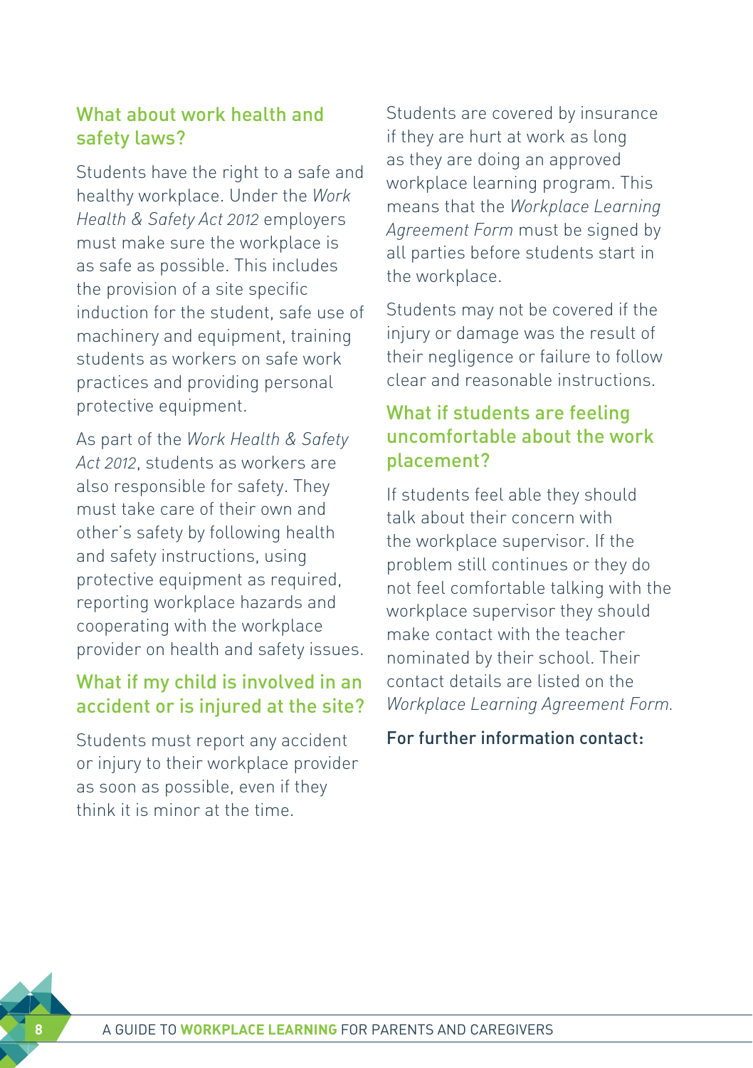## What about work health and safety laws?

Students have the right to a safe and healthy workplace. Under the *Work Health & Safety Act 2012* employers must make sure the workplace is as safe as possible. This includes the provision of a site specific induction for the student, safe use of machinery and equipment, training students as workers on safe work practices and providing personal protective equipment.

As part of the *Work Health & Safety Act 2012*, students as workers are also responsible for safety. They must take care of their own and other's safety by following health and safety instructions, using protective equipment as required, reporting workplace hazards and cooperating with the workplace provider on health and safety issues.

## What if my child is involved in an accident or is injured at the site?

Students must report any accident or injury to their workplace provider as soon as possible, even if they think it is minor at the time.

Students are covered by insurance if they are hurt at work as long as they are doing an approved workplace learning program. This means that the *Workplace Learning Agreement Form* must be signed by all parties before students start in the workplace.

Students may not be covered if the injury or damage was the result of their negligence or failure to follow clear and reasonable instructions.

## What if students are feeling uncomfortable about the work placement?

If students feel able they should talk about their concern with the workplace supervisor. If the problem still continues or they do not feel comfortable talking with the workplace supervisor they should make contact with the teacher nominated by their school. Their contact details are listed on the *Workplace Learning Agreement Form*.

For further information contact: